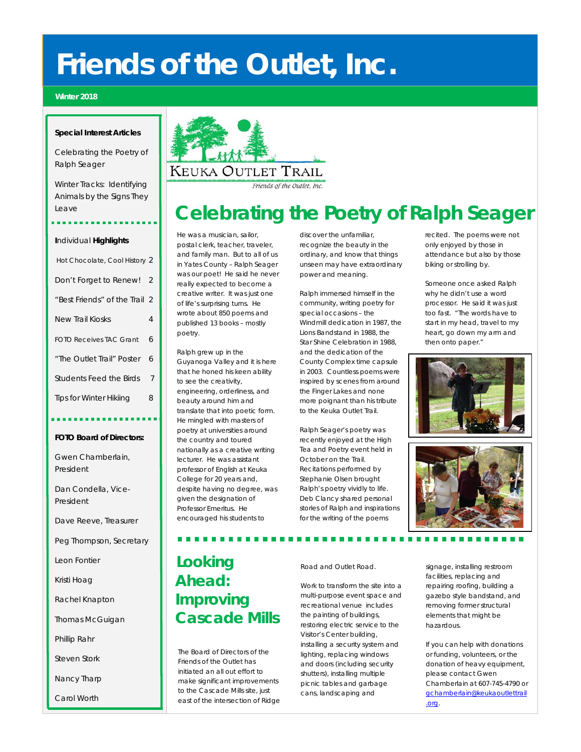# Friends of the Outlet, Inc.

**Winter 2018**

**Special Interest Articles**

Celebrating the Poetry of Ralph Seager

Winter Tracks: Identifying Animals by the Signs They Leave

**Individual Highlights**

Hot Chocolate, Cool History 2

Don't Forget to Renew! 2

"Best Friends" of the Trail 2

New Trail Kiosks 4

FOTO Receives TAC Grant 6

"The Outlet Trail" Poster 6

Students Feed the Birds 7

Tips for Winter Hikiing 8

**FOTO Board of Directors:**

Gwen Chamberlain, President

Dan Condella, Vice-President

Dave Reeve, Treasurer

Peg Thompson, Secretary

Leon Fontier

Kristi Hoag

Rachel Knapton

Thomas McGuigan

Phillip Rahr

Steven Stork

Nancy Tharp

Carol Worth

KEUKA OUTLET TRAIL

*Friends of the Outlet, Inc.*

## Celebrating the Poetry of Ralph Seager

He was a musician, sailor, postal clerk, teacher, traveler, and family man. But to all of us in Yates County – Ralph Seager was our poet! He said he never really expected to become a creative writer. It was just one of life's surprising turns. He wrote about 850 poems and published 13 books – mostly poetry.

Ralph grew up in the Guyanoga Valley and it is here that he honed his keen ability to see the creativity, engineering, orderliness, and beauty around him and translate that into poetic form. He mingled with masters of poetry at universities around the country and toured nationally as a creative writing lecturer. He was assistant professor of English at Keuka College for 20 years and, despite having no degree, was given the designation of Professor Emeritus. He encouraged his students to discover the unfamiliar, recognize the beauty in the ordinary, and know that things unseen may have extraordinary power and meaning.

Ralph immersed himself in the community, writing poetry for special occasions – the Windmill dedication in 1987, the Lions Bandstand in 1988, the Star Shine Celebration in 1988, and the dedication of the County Complex time capsule in 2003. Countless poems were inspired by scenes from around the Finger Lakes and none more poignant than his tribute to the Keuka Outlet Trail.

Ralph Seager's poetry was recently enjoyed at the High Tea and Poetry event held in October on the Trail. Recitations performed by Stephanie Olsen brought Ralph's poetry vividly to life. Deb Clancy shared personal stories of Ralph and inspirations for the writing of the poems recited. The poems were not only enjoyed by those in attendance but also by those biking or strolling by.

Someone once asked Ralph why he didn't use a word processor. He said it was just too fast. "The words have to start in my head, travel to my heart, go down my arm and then onto paper."

## Looking Ahead: Improving Cascade Mills

The Board of Directors of the Friends of the Outlet has initiated an all out effort to make significant improvements to the Cascade Mills site, just east of the intersection of Ridge Road and Outlet Road.

Work to transform the site into a multi-purpose event space and recreational venue includes the painting of buildings, restoring electric service to the Visitor's Center building, installing a security system and lighting, replacing windows and doors (including security shutters), installing multiple picnic tables and garbage cans, landscaping and signage, installing restroom facilities, replacing and repairing roofing, building a gazebo style bandstand, and removing former structural elements that might be hazardous.

If you can help with donations or funding, volunteers, or the donation of heavy equipment, please contact Gwen Chamberlain at 607-745-4790 or gchamberlain@keukaoutlettrail.org.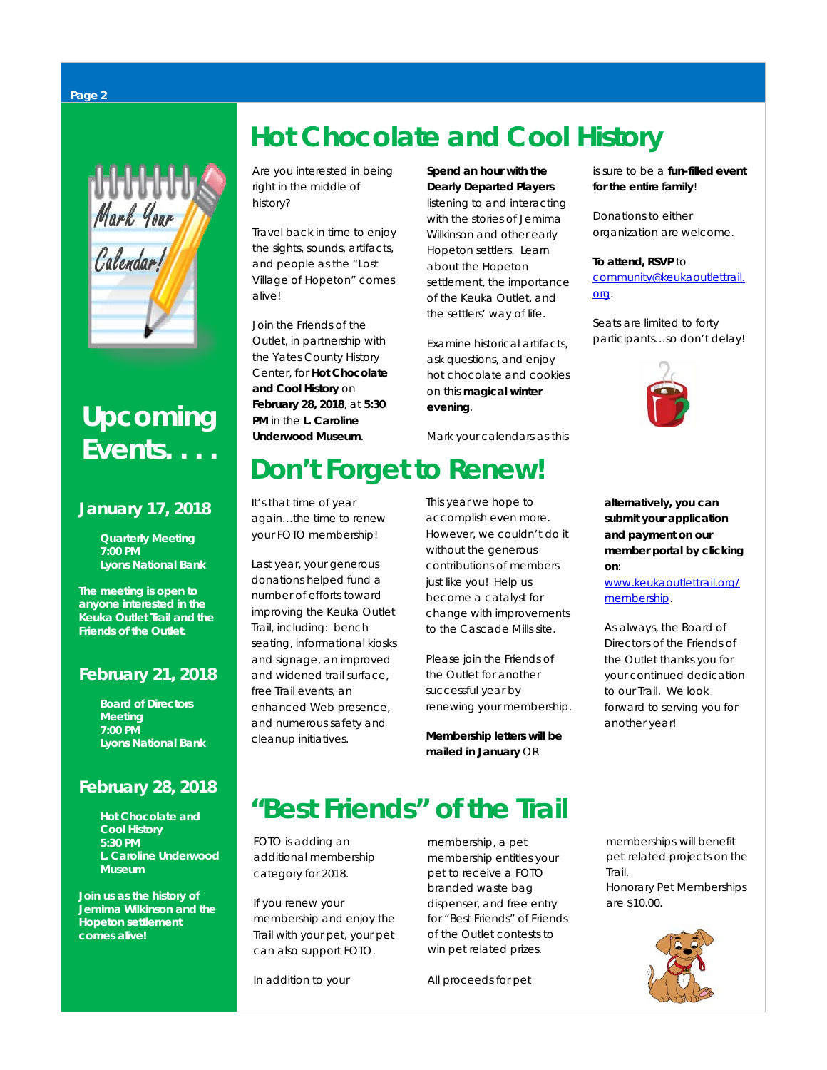# Upcoming Events. . . .

### January 17, 2018

**Quarterly Meeting**
**7:00 PM**
**Lyons National Bank**

**The meeting is open to anyone interested in the Keuka Outlet Trail and the Friends of the Outlet.**

### February 21, 2018

**Board of Directors Meeting**
**7:00 PM**
**Lyons National Bank**

### February 28, 2018

**Hot Chocolate and Cool History**
**5:30 PM**
**L. Caroline Underwood Museum**

**Join us as the history of Jemima Wilkinson and the Hopeton settlement comes alive!**

# Hot Chocolate and Cool History

Are you interested in being right in the middle of history?

Travel back in time to enjoy the sights, sounds, artifacts, and people as the "Lost Village of Hopeton" comes alive!

Join the Friends of the Outlet, in partnership with the Yates County History Center, for **Hot Chocolate and Cool History** on **February 28, 2018**, at **5:30 PM** in the **L. Caroline Underwood Museum**.

**Spend an hour with the Dearly Departed Players** listening to and interacting with the stories of Jemima Wilkinson and other early Hopeton settlers. Learn about the Hopeton settlement, the importance of the Keuka Outlet, and the settlers' way of life.

Examine historical artifacts, ask questions, and enjoy hot chocolate and cookies on this **magical winter evening**.

Mark your calendars as this is sure to be a **fun-filled event for the entire family**!

Donations to either organization are welcome.

**To attend, RSVP** to community@keukaoutlettrail.org.

Seats are limited to forty participants...so don't delay!

# Don't Forget to Renew!

It's that time of year again...the time to renew your FOTO membership!

Last year, your generous donations helped fund a number of efforts toward improving the Keuka Outlet Trail, including: bench seating, informational kiosks and signage, an improved and widened trail surface, free Trail events, an enhanced Web presence, and numerous safety and cleanup initiatives.

This year we hope to accomplish even more. However, we couldn't do it without the generous contributions of members just like you! Help us become a catalyst for change with improvements to the Cascade Mills site.

Please join the Friends of the Outlet for another successful year by renewing your membership.

**Membership letters will be mailed in January** OR **alternatively, you can submit your application and payment on our member portal by clicking on**: www.keukaoutlettrail.org/membership.

As always, the Board of Directors of the Friends of the Outlet thanks you for your continued dedication to our Trail. We look forward to serving you for another year!

# "Best Friends" of the Trail

FOTO is adding an additional membership category for 2018.

If you renew your membership and enjoy the Trail with your pet, your pet can also support FOTO.

In addition to your membership, a pet membership entitles your pet to receive a FOTO branded waste bag dispenser, and free entry for "Best Friends" of Friends of the Outlet contests to win pet related prizes.

All proceeds for pet memberships will benefit pet related projects on the Trail.
Honorary Pet Memberships are $10.00.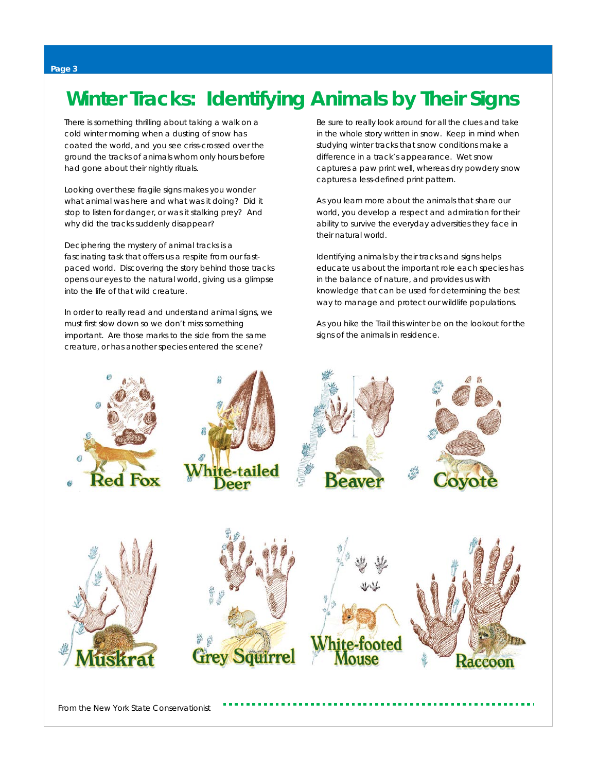# Winter Tracks: Identifying Animals by Their Signs

There is something thrilling about taking a walk on a cold winter morning when a dusting of snow has coated the world, and you see criss-crossed over the ground the tracks of animals whom only hours before had gone about their nightly rituals.

Looking over these fragile signs makes you wonder what animal was here and what was it doing? Did it stop to listen for danger, or was it stalking prey? And why did the tracks suddenly disappear?

Deciphering the mystery of animal tracks is a fascinating task that offers us a respite from our fast-paced world. Discovering the story behind those tracks opens our eyes to the natural world, giving us a glimpse into the life of that wild creature.

In order to really read and understand animal signs, we must first slow down so we don't miss something important. Are those marks to the side from the same creature, or has another species entered the scene?

Be sure to really look around for all the clues and take in the whole story written in snow. Keep in mind when studying winter tracks that snow conditions make a difference in a track's appearance. Wet snow captures a paw print well, whereas dry powdery snow captures a less-defined print pattern.

As you learn more about the animals that share our world, you develop a respect and admiration for their ability to survive the everyday adversities they face in their natural world.

Identifying animals by their tracks and signs helps educate us about the important role each species has in the balance of nature, and provides us with knowledge that can be used for determining the best way to manage and protect our wildlife populations.

As you hike the Trail this winter be on the lookout for the signs of the animals in residence.

Red Fox

White-tailed Deer

Beaver

Coyote

Muskrat

Grey Squirrel

White-footed Mouse

Raccoon

From the New York State Conservationist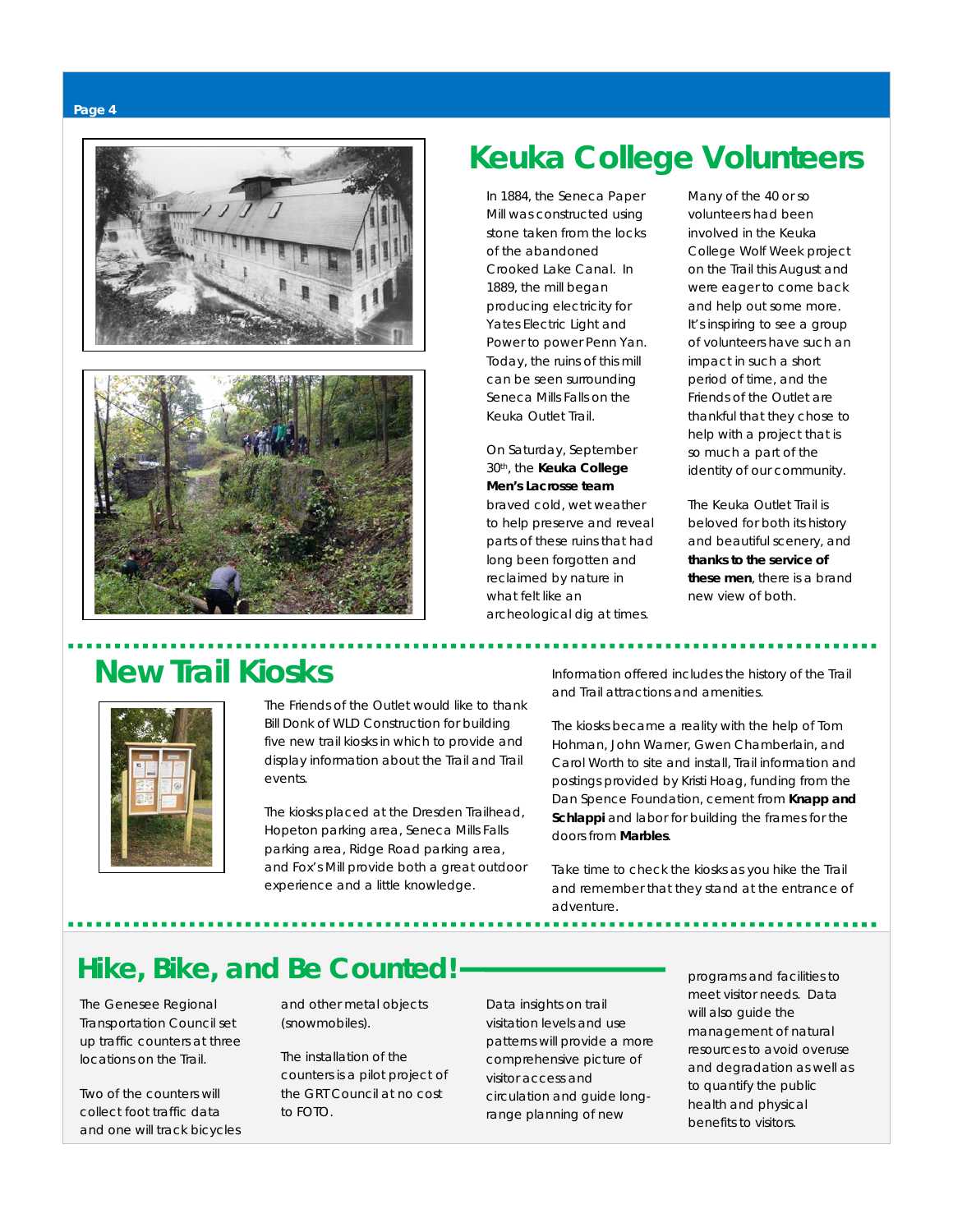## Keuka College Volunteers

In 1884, the Seneca Paper Mill was constructed using stone taken from the locks of the abandoned Crooked Lake Canal. In 1889, the mill began producing electricity for Yates Electric Light and Power to power Penn Yan. Today, the ruins of this mill can be seen surrounding Seneca Mills Falls on the Keuka Outlet Trail.

On Saturday, September 30th, the **Keuka College Men's Lacrosse team** braved cold, wet weather to help preserve and reveal parts of these ruins that had long been forgotten and reclaimed by nature in what felt like an archeological dig at times.

Many of the 40 or so volunteers had been involved in the Keuka College Wolf Week project on the Trail this August and were eager to come back and help out some more. It's inspiring to see a group of volunteers have such an impact in such a short period of time, and the Friends of the Outlet are thankful that they chose to help with a project that is so much a part of the identity of our community.

The Keuka Outlet Trail is beloved for both its history and beautiful scenery, and **thanks to the service of these men**, there is a brand new view of both.

## New Trail Kiosks

The Friends of the Outlet would like to thank Bill Donk of WLD Construction for building five new trail kiosks in which to provide and display information about the Trail and Trail events.

The kiosks placed at the Dresden Trailhead, Hopeton parking area, Seneca Mills Falls parking area, Ridge Road parking area, and Fox's Mill provide both a great outdoor experience and a little knowledge.

Information offered includes the history of the Trail and Trail attractions and amenities.

The kiosks became a reality with the help of Tom Hohman, John Warner, Gwen Chamberlain, and Carol Worth to site and install, Trail information and postings provided by Kristi Hoag, funding from the Dan Spence Foundation, cement from **Knapp and Schlappi** and labor for building the frames for the doors from **Marbles**.

Take time to check the kiosks as you hike the Trail and remember that they stand at the entrance of adventure.

## Hike, Bike, and Be Counted!

The Genesee Regional Transportation Council set up traffic counters at three locations on the Trail.

Two of the counters will collect foot traffic data and one will track bicycles and other metal objects (snowmobiles).

The installation of the counters is a pilot project of the GRT Council at no cost to FOTO.

Data insights on trail visitation levels and use patterns will provide a more comprehensive picture of visitor access and circulation and guide long-range planning of new programs and facilities to meet visitor needs. Data will also guide the management of natural resources to avoid overuse and degradation as well as to quantify the public health and physical benefits to visitors.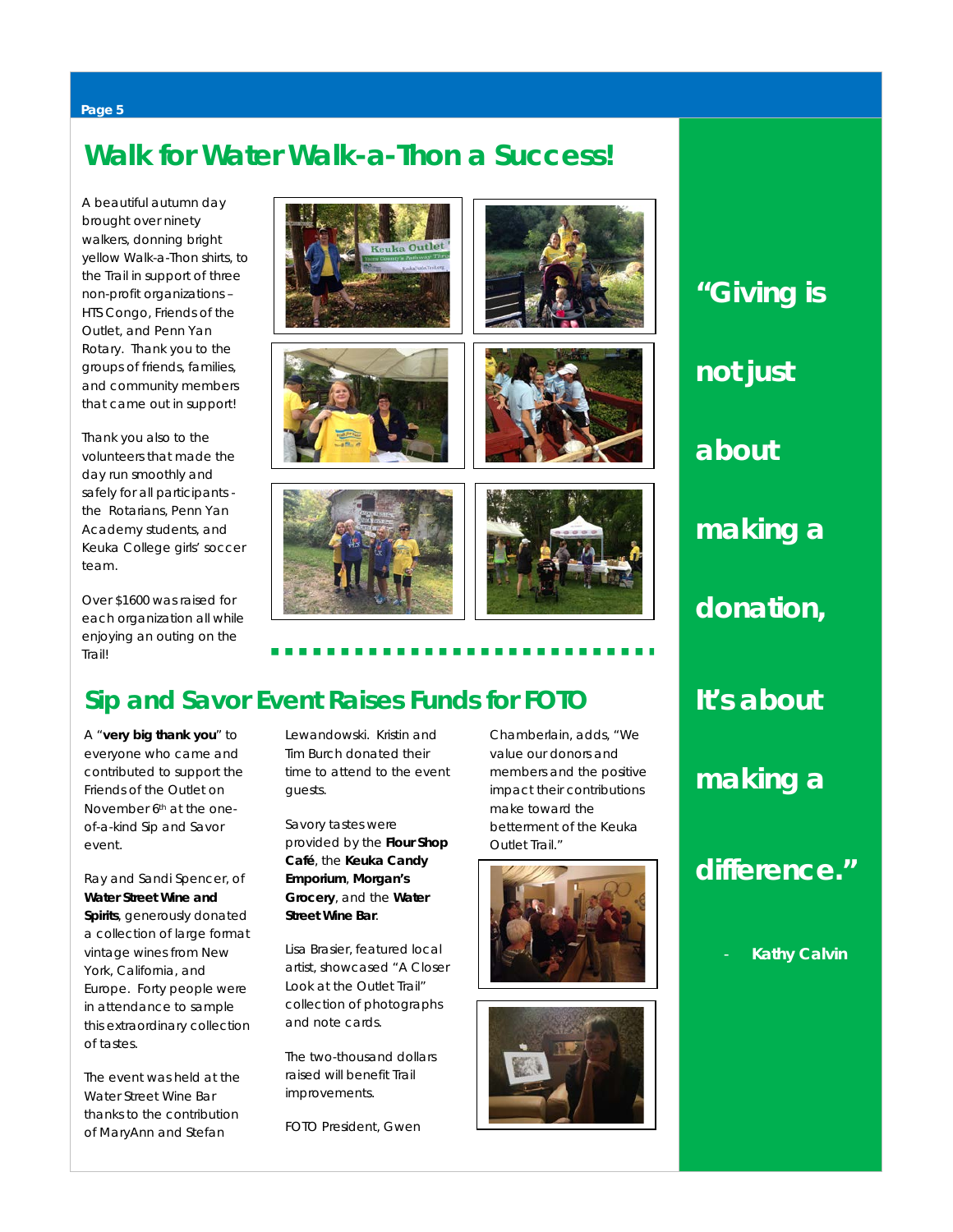## Walk for Water Walk-a-Thon a Success!

A beautiful autumn day brought over ninety walkers, donning bright yellow Walk-a-Thon shirts, to the Trail in support of three non-profit organizations – HTS Congo, Friends of the Outlet, and Penn Yan Rotary. Thank you to the groups of friends, families, and community members that came out in support!

Thank you also to the volunteers that made the day run smoothly and safely for all participants - the Rotarians, Penn Yan Academy students, and Keuka College girls' soccer team.

Over $1600 was raised for each organization all while enjoying an outing on the Trail!

## Sip and Savor Event Raises Funds for FOTO

A "**very big thank you**" to everyone who came and contributed to support the Friends of the Outlet on November 6th at the one-of-a-kind Sip and Savor event.

Ray and Sandi Spencer, of **Water Street Wine and Spirits**, generously donated a collection of large format vintage wines from New York, California, and Europe. Forty people were in attendance to sample this extraordinary collection of tastes.

The event was held at the Water Street Wine Bar thanks to the contribution of MaryAnn and Stefan Lewandowski. Kristin and Tim Burch donated their time to attend to the event guests.

Savory tastes were provided by the **Flour Shop Café**, the **Keuka Candy Emporium**, **Morgan's Grocery**, and the **Water Street Wine Bar**.

Lisa Brasier, featured local artist, showcased "A Closer Look at the Outlet Trail" collection of photographs and note cards.

The two-thousand dollars raised will benefit Trail improvements.

FOTO President, Gwen Chamberlain, adds, "We value our donors and members and the positive impact their contributions make toward the betterment of the Keuka Outlet Trail."

**"Giving is not just about making a donation, It's about making a difference."**

- **Kathy Calvin**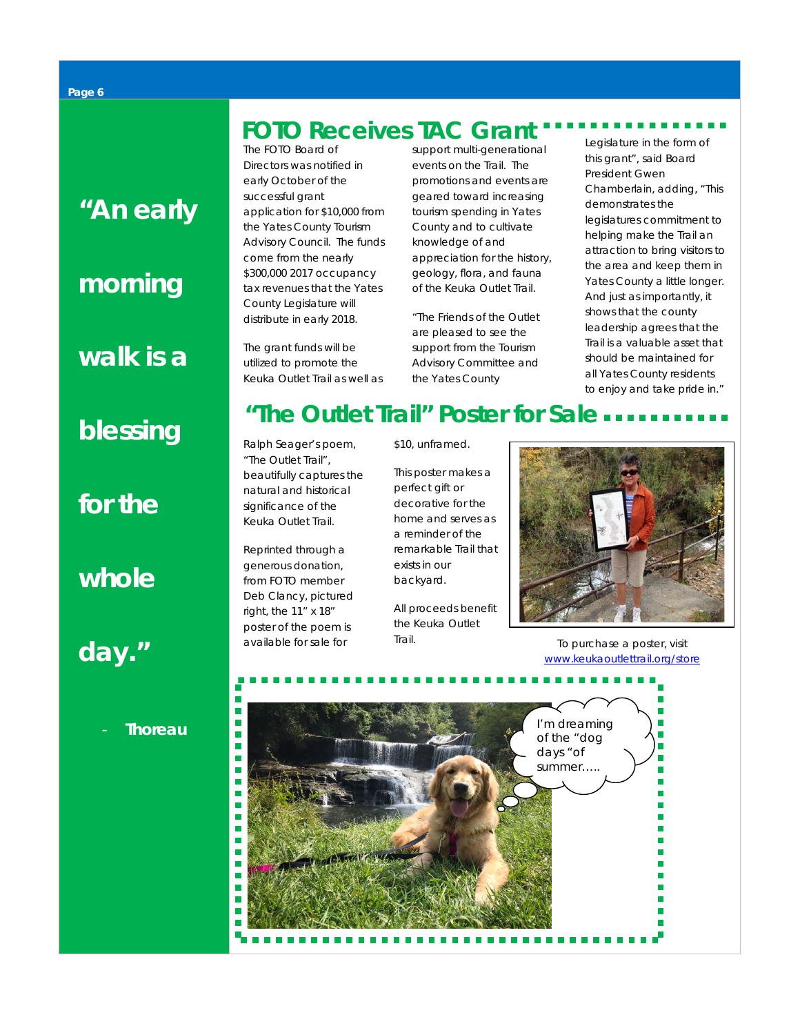## FOTO Receives TAC Grant

The FOTO Board of Directors was notified in early October of the successful grant application for $10,000 from the Yates County Tourism Advisory Council. The funds come from the nearly $300,000 2017 occupancy tax revenues that the Yates County Legislature will distribute in early 2018.

The grant funds will be utilized to promote the Keuka Outlet Trail as well as support multi-generational events on the Trail. The promotions and events are geared toward increasing tourism spending in Yates County and to cultivate knowledge of and appreciation for the history, geology, flora, and fauna of the Keuka Outlet Trail.

"The Friends of the Outlet are pleased to see the support from the Tourism Advisory Committee and the Yates County Legislature in the form of this grant", said Board President Gwen Chamberlain, adding, "This demonstrates the legislatures commitment to helping make the Trail an attraction to bring visitors to the area and keep them in Yates County a little longer. And just as importantly, it shows that the county leadership agrees that the Trail is a valuable asset that should be maintained for all Yates County residents to enjoy and take pride in."

## "The Outlet Trail" Poster for Sale

Ralph Seager's poem, "The Outlet Trail", beautifully captures the natural and historical significance of the Keuka Outlet Trail.

Reprinted through a generous donation, from FOTO member Deb Clancy, pictured right, the 11" x 18" poster of the poem is available for sale for $10, unframed.

This poster makes a perfect gift or decorative for the home and serves as a reminder of the remarkable Trail that exists in our backyard.

All proceeds benefit the Keuka Outlet Trail.

To purchase a poster, visit www.keukaoutlettrail.org/store

I'm dreaming of the "dog days "of summer…..

**"An early morning walk is a blessing for the whole day."**

- **Thoreau**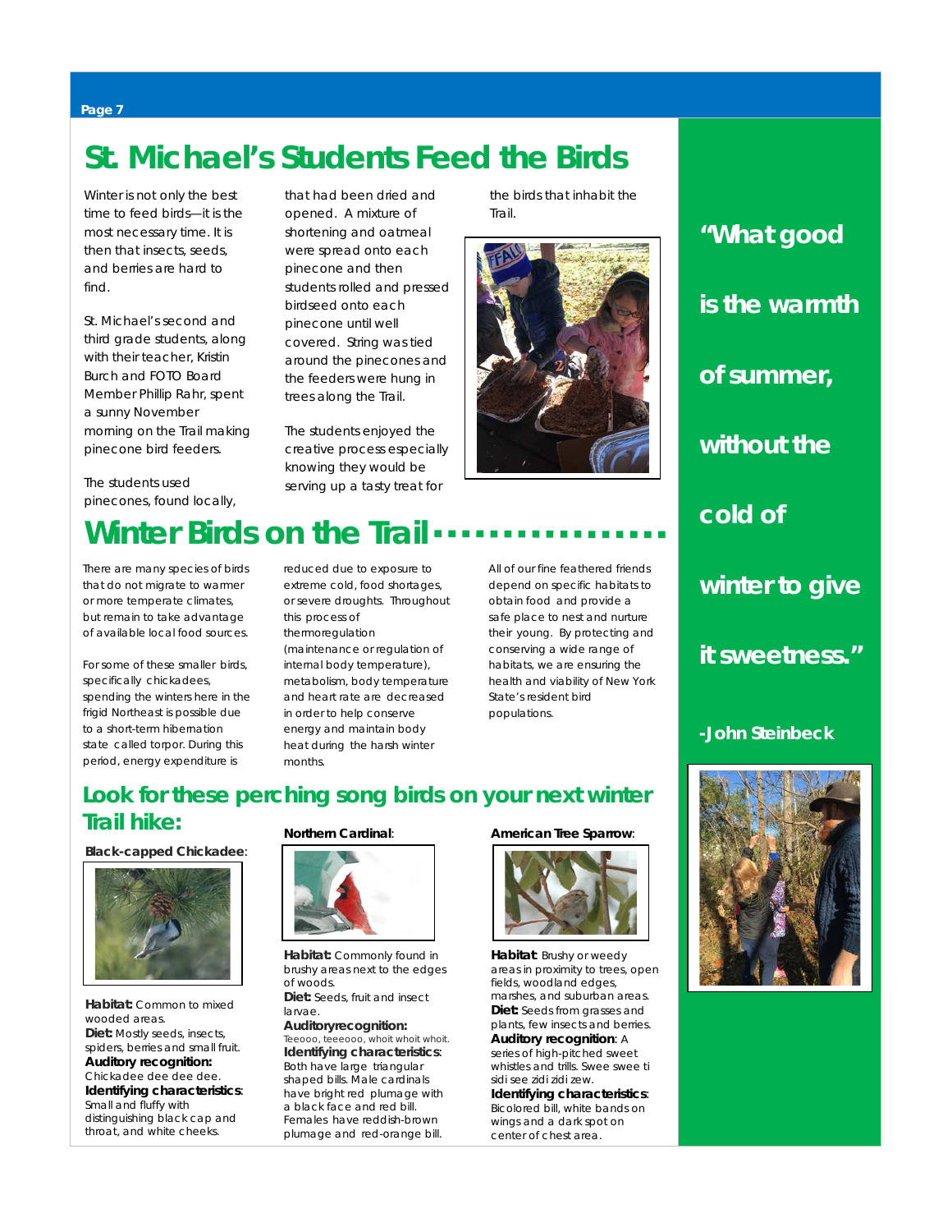# St. Michael's Students Feed the Birds

Winter is not only the best time to feed birds—it is the most necessary time. It is then that insects, seeds, and berries are hard to find.

St. Michael's second and third grade students, along with their teacher, Kristin Burch and FOTO Board Member Phillip Rahr, spent a sunny November morning on the Trail making pinecone bird feeders.

The students used pinecones, found locally, that had been dried and opened. A mixture of shortening and oatmeal were spread onto each pinecone and then students rolled and pressed birdseed onto each pinecone until well covered. String was tied around the pinecones and the feeders were hung in trees along the Trail.

The students enjoyed the creative process especially knowing they would be serving up a tasty treat for the birds that inhabit the Trail.

**"What good is the warmth of summer, without the cold of winter to give it sweetness."**

**-John Steinbeck**

# Winter Birds on the Trail

There are many species of birds that do not migrate to warmer or more temperate climates, but remain to take advantage of available local food sources.

For some of these smaller birds, specifically chickadees, spending the winters here in the frigid Northeast is possible due to a short-term hibernation state called torpor. During this period, energy expenditure is reduced due to exposure to extreme cold, food shortages, or severe droughts. Throughout this process of thermoregulation (maintenance or regulation of internal body temperature), metabolism, body temperature and heart rate are decreased in order to help conserve energy and maintain body heat during the harsh winter months.

All of our fine feathered friends depend on specific habitats to obtain food and provide a safe place to nest and nurture their young. By protecting and conserving a wide range of habitats, we are ensuring the health and viability of New York State's resident bird populations.

## Look for these perching song birds on your next winter Trail hike:

**Black-capped Chickadee**:

**Habitat:** Common to mixed wooded areas.
**Diet:** Mostly seeds, insects, spiders, berries and small fruit.
**Auditory recognition:** Chickadee dee dee dee.
**Identifying characteristics**: Small and fluffy with distinguishing black cap and throat, and white cheeks.

**Northern Cardinal**:

**Habitat:** Commonly found in brushy areas next to the edges of woods.
**Diet:** Seeds, fruit and insect larvae.
**Auditory recognition:** Teeooo, teeeooo, whoit whoit whoit.
**Identifying characteristics**: Both have large triangular shaped bills. Male cardinals have bright red plumage with a black face and red bill. Females have reddish-brown plumage and red-orange bill.

**American Tree Sparrow**:

**Habitat**: Brushy or weedy areas in proximity to trees, open fields, woodland edges, marshes, and suburban areas.
**Diet:** Seeds from grasses and plants, few insects and berries.
**Auditory recognition**: A series of high-pitched sweet whistles and trills. Swee swee ti sidi see zidi zidi zew.
**Identifying characteristics**: Bicolored bill, white bands on wings and a dark spot on center of chest area.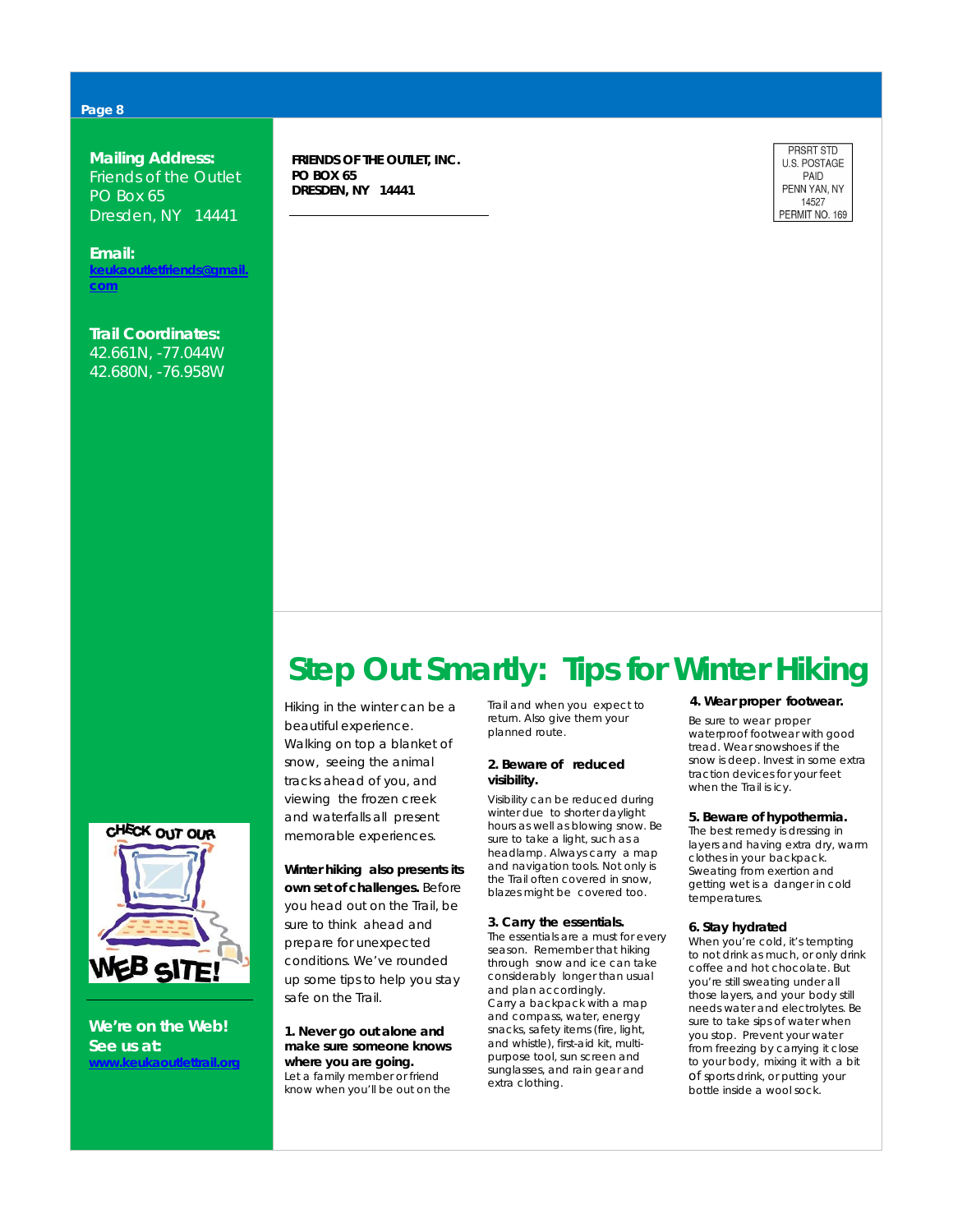**Mailing Address:**
Friends of the Outlet
PO Box 65
Dresden, NY 14441

**Email:**
keukaoutletfriends@gmail.com

**Trail Coordinates:**
42.661N, -77.044W
42.680N, -76.958W

**We're on the Web!**
**See us at:**
www.keukaoutlettrail.org

**FRIENDS OF THE OUTLET, INC.**
**PO BOX 65**
**DRESDEN, NY 14441**

PRSRT STD
U.S. POSTAGE
PAID
PENN YAN, NY
14527
PERMIT NO. 169

# Step Out Smartly: Tips for Winter Hiking

Hiking in the winter can be a beautiful experience. Walking on top a blanket of snow, seeing the animal tracks ahead of you, and viewing the frozen creek and waterfalls all present memorable experiences.

**Winter hiking also presents its own set of challenges.** Before you head out on the Trail, be sure to think ahead and prepare for unexpected conditions. We've rounded up some tips to help you stay safe on the Trail.

**1. Never go out alone and make sure someone knows where you are going.**
Let a family member or friend know when you'll be out on the Trail and when you expect to return. Also give them your planned route.

**2. Beware of reduced visibility.**
Visibility can be reduced during winter due to shorter daylight hours as well as blowing snow. Be sure to take a light, such as a headlamp. Always carry a map and navigation tools. Not only is the Trail often covered in snow, blazes might be covered too.

**3. Carry the essentials.**
The essentials are a must for every season. Remember that hiking through snow and ice can take considerably longer than usual and plan accordingly.
Carry a backpack with a map and compass, water, energy snacks, safety items (fire, light, and whistle), first-aid kit, multi-purpose tool, sun screen and sunglasses, and rain gear and extra clothing.

**4. Wear proper footwear.**
Be sure to wear proper waterproof footwear with good tread. Wear snowshoes if the snow is deep. Invest in some extra traction devices for your feet when the Trail is icy.

**5. Beware of hypothermia.**
The best remedy is dressing in layers and having extra dry, warm clothes in your backpack. Sweating from exertion and getting wet is a danger in cold temperatures.

**6. Stay hydrated**
When you're cold, it's tempting to not drink as much, or only drink coffee and hot chocolate. But you're still sweating under all those layers, and your body still needs water and electrolytes. Be sure to take sips of water when you stop. Prevent your water from freezing by carrying it close to your body, mixing it with a bit of sports drink, or putting your bottle inside a wool sock.